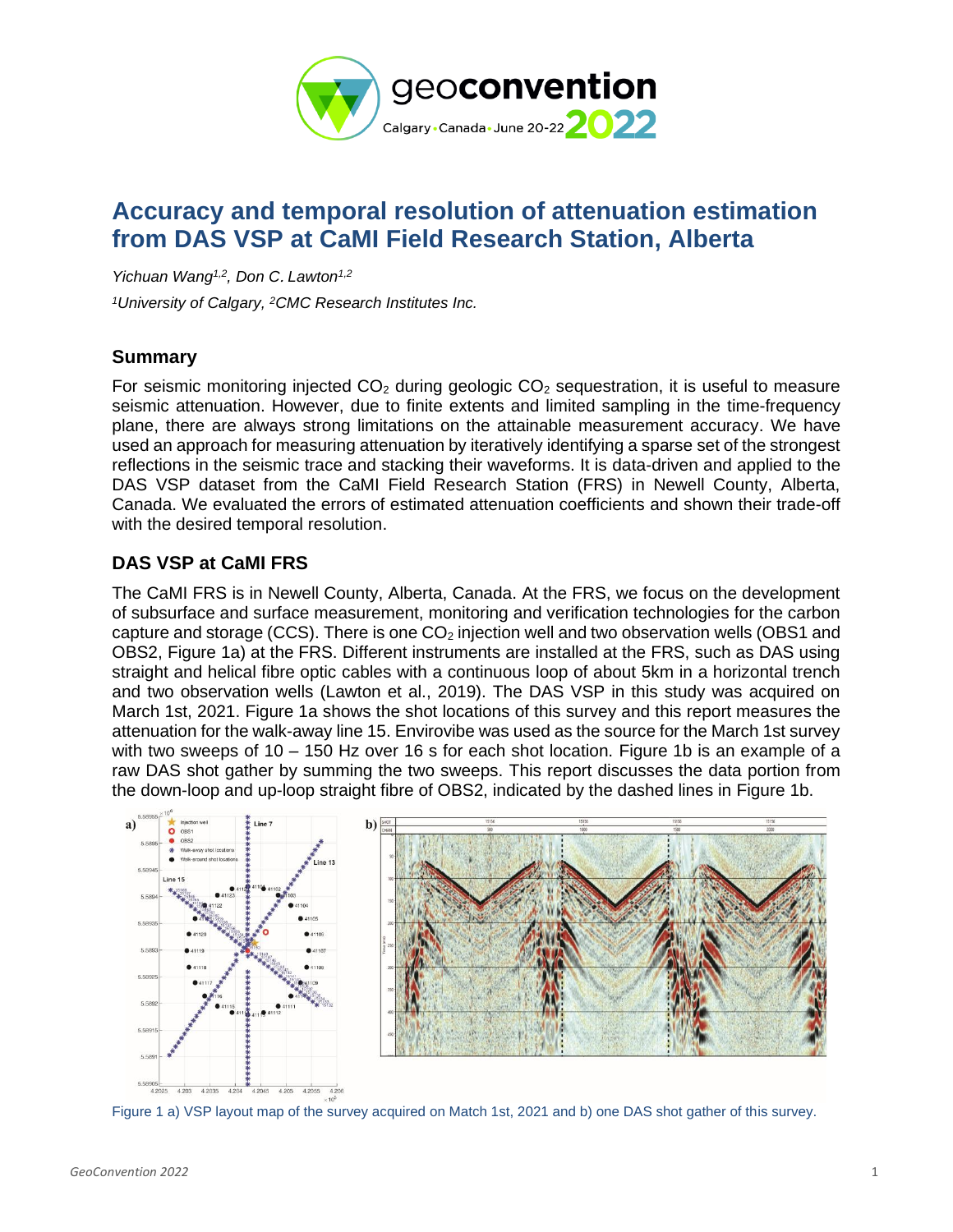# Accuracy and temporal resolution of attenuation estimation from DAS VSP at CaMI Field Research Station, Alberta

*Yichuan Wang[1,2], Don C. Lawton[1,2]*

*[1]University of Calgary, [2]CMC Research Institutes Inc.*

## Summary

For seismic monitoring injected $CO_2$ during geologic $CO_2$ sequestration, it is useful to measure seismic attenuation. However, due to finite extents and limited sampling in the time-frequency plane, there are always strong limitations on the attainable measurement accuracy. We have used an approach for measuring attenuation by iteratively identifying a sparse set of the strongest reflections in the seismic trace and stacking their waveforms. It is data-driven and applied to the DAS VSP dataset from the CaMI Field Research Station (FRS) in Newell County, Alberta, Canada. We evaluated the errors of estimated attenuation coefficients and shown their trade-off with the desired temporal resolution.

## DAS VSP at CaMI FRS

The CaMI FRS is in Newell County, Alberta, Canada. At the FRS, we focus on the development of subsurface and surface measurement, monitoring and verification technologies for the carbon capture and storage (CCS). There is one $CO_2$ injection well and two observation wells (OBS1 and OBS2, Figure 1a) at the FRS. Different instruments are installed at the FRS, such as DAS using straight and helical fibre optic cables with a continuous loop of about 5km in a horizontal trench and two observation wells (Lawton et al., 2019). The DAS VSP in this study was acquired on March 1st, 2021. Figure 1a shows the shot locations of this survey and this report measures the attenuation for the walk-away line 15. Envirovibe was used as the source for the March 1st survey with two sweeps of 10 – 150 Hz over 16 s for each shot location. Figure 1b is an example of a raw DAS shot gather by summing the two sweeps. This report discusses the data portion from the down-loop and up-loop straight fibre of OBS2, indicated by the dashed lines in Figure 1b.

Figure 1 a) VSP layout map of the survey acquired on Match 1st, 2021 and b) one DAS shot gather of this survey.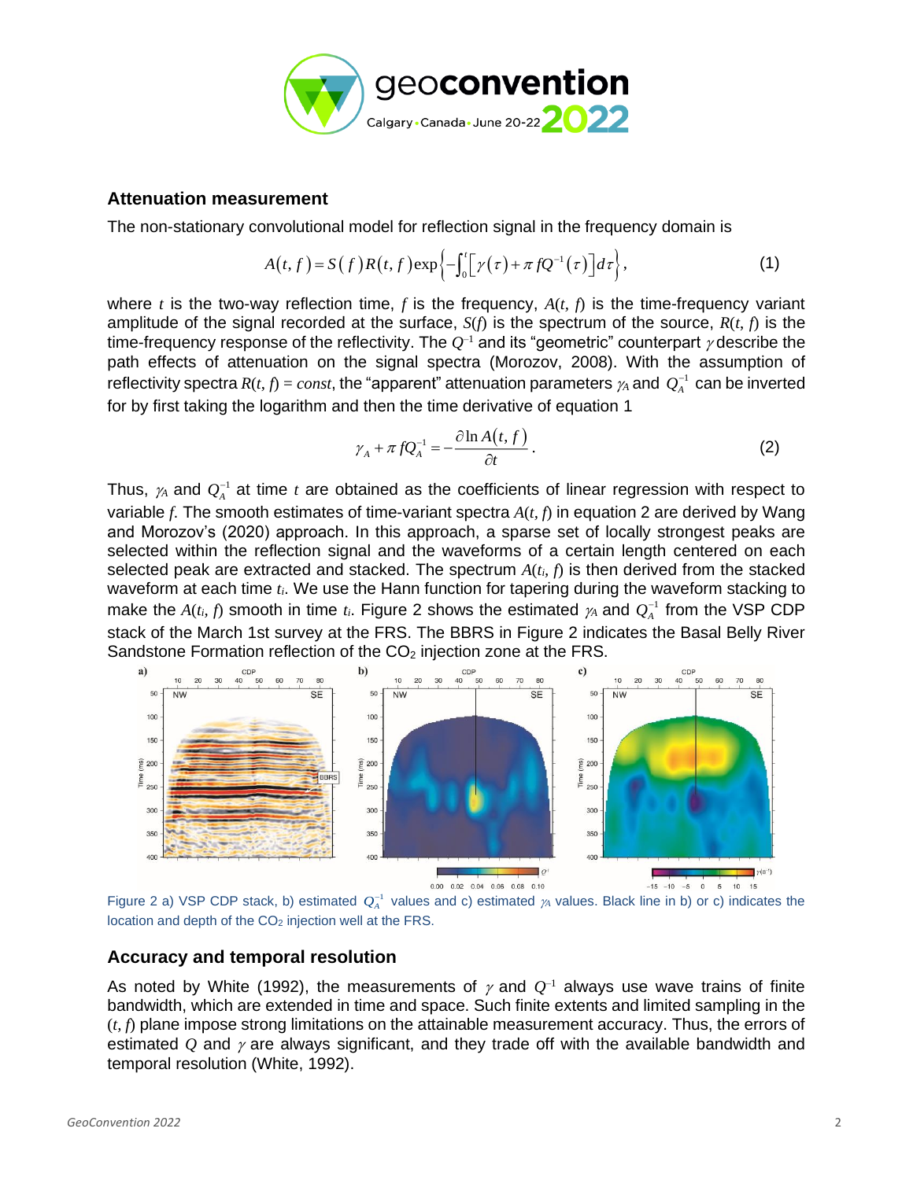## Attenuation measurement

The non-stationary convolutional model for reflection signal in the frequency domain is

$$A(t,f) = S(f)R(t,f)\exp\left\{-\int_0^t \left[\gamma(\tau) + \pi f Q^{-1}(\tau)\right]d\tau\right\}, \quad (1)$$

where $t$ is the two-way reflection time, $f$ is the frequency, $A(t, f)$ is the time-frequency variant amplitude of the signal recorded at the surface, $S(f)$ is the spectrum of the source, $R(t, f)$ is the time-frequency response of the reflectivity. The $Q^{-1}$ and its "geometric" counterpart $\gamma$ describe the path effects of attenuation on the signal spectra (Morozov, 2008). With the assumption of reflectivity spectra $R(t, f) = const$, the "apparent" attenuation parameters $\gamma_A$ and $Q_A^{-1}$ can be inverted for by first taking the logarithm and then the time derivative of equation 1

$$\gamma_A + \pi f Q_A^{-1} = -\frac{\partial \ln A(t,f)}{\partial t}. \quad (2)$$

Thus, $\gamma_A$ and $Q_A^{-1}$ at time $t$ are obtained as the coefficients of linear regression with respect to variable $f$. The smooth estimates of time-variant spectra $A(t, f)$ in equation 2 are derived by Wang and Morozov's (2020) approach. In this approach, a sparse set of locally strongest peaks are selected within the reflection signal and the waveforms of a certain length centered on each selected peak are extracted and stacked. The spectrum $A(t_i, f)$ is then derived from the stacked waveform at each time $t_i$. We use the Hann function for tapering during the waveform stacking to make the $A(t_i, f)$ smooth in time $t_i$. Figure 2 shows the estimated $\gamma_A$ and $Q_A^{-1}$ from the VSP CDP stack of the March 1st survey at the FRS. The BBRS in Figure 2 indicates the Basal Belly River Sandstone Formation reflection of the $CO_2$ injection zone at the FRS.

Figure 2 a) VSP CDP stack, b) estimated $Q_A^{-1}$ values and c) estimated $\gamma_A$ values. Black line in b) or c) indicates the location and depth of the $CO_2$ injection well at the FRS.

## Accuracy and temporal resolution

As noted by White (1992), the measurements of $\gamma$ and $Q^{-1}$ always use wave trains of finite bandwidth, which are extended in time and space. Such finite extents and limited sampling in the $(t, f)$ plane impose strong limitations on the attainable measurement accuracy. Thus, the errors of estimated $Q$ and $\gamma$ are always significant, and they trade off with the available bandwidth and temporal resolution (White, 1992).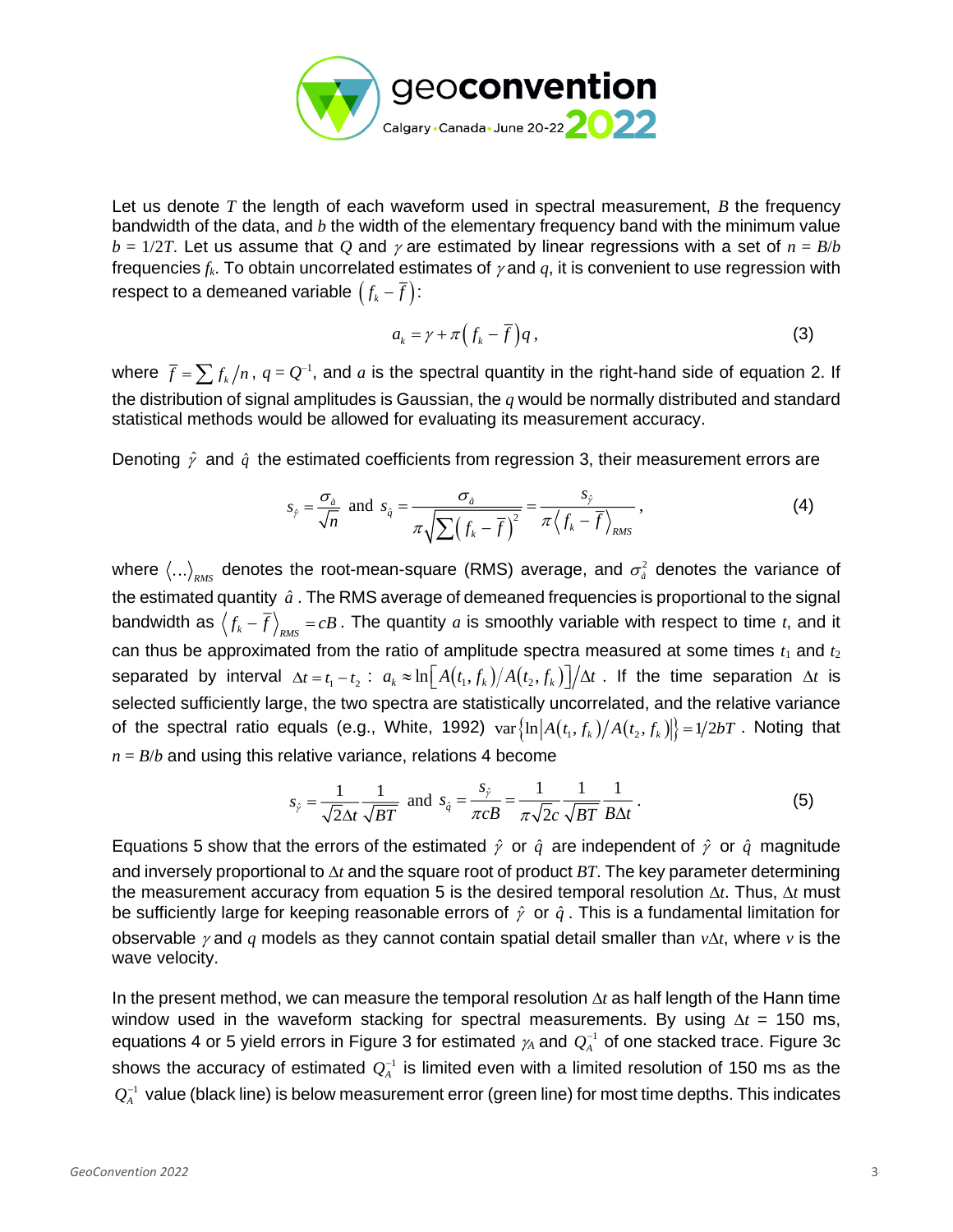Let us denote $T$ the length of each waveform used in spectral measurement, $B$ the frequency bandwidth of the data, and $b$ the width of the elementary frequency band with the minimum value $b = 1/2T$. Let us assume that $Q$ and $\gamma$ are estimated by linear regressions with a set of $n = B/b$ frequencies $f_k$. To obtain uncorrelated estimates of $\gamma$ and $q$, it is convenient to use regression with respect to a demeaned variable $\left( f_k - \bar{f} \right)$:

$$a_k = \gamma + \pi \left( f_k - \bar{f} \right) q \,, \tag{3}$$

where $\bar{f} = \sum f_k / n$, $q = Q^{-1}$, and $a$ is the spectral quantity in the right-hand side of equation 2. If the distribution of signal amplitudes is Gaussian, the $q$ would be normally distributed and standard statistical methods would be allowed for evaluating its measurement accuracy.

Denoting $\hat{\gamma}$ and $\hat{q}$ the estimated coefficients from regression 3, their measurement errors are

$$s_{\hat{\gamma}} = \frac{\sigma_{\hat{a}}}{\sqrt{n}} \text{ and } s_{\hat{q}} = \frac{\sigma_{\hat{a}}}{\pi \sqrt{\sum \left( f_k - \bar{f} \right)^2}} = \frac{s_{\hat{\gamma}}}{\pi \left\langle f_k - \bar{f} \right\rangle_{RMS}} \,, \tag{4}$$

where $\langle \ldots \rangle_{RMS}$ denotes the root-mean-square (RMS) average, and $\sigma_{\hat{a}}^2$ denotes the variance of the estimated quantity $\hat{a}$. The RMS average of demeaned frequencies is proportional to the signal bandwidth as $\left\langle f_k - \bar{f} \right\rangle_{RMS} = cB$. The quantity $a$ is smoothly variable with respect to time $t$, and it can thus be approximated from the ratio of amplitude spectra measured at some times $t_1$ and $t_2$ separated by interval $\Delta t = t_1 - t_2$ : $a_k \approx \ln\left[ A(t_1, f_k) / A(t_2, f_k) \right] / \Delta t$. If the time separation $\Delta t$ is selected sufficiently large, the two spectra are statistically uncorrelated, and the relative variance of the spectral ratio equals (e.g., White, 1992) $\mathrm{var}\left\{ \ln\left| A(t_1, f_k) / A(t_2, f_k) \right| \right\} = 1/2bT$. Noting that $n = B/b$ and using this relative variance, relations 4 become

$$s_{\hat{\gamma}} = \frac{1}{\sqrt{2}\Delta t} \frac{1}{\sqrt{BT}} \text{ and } s_{\hat{q}} = \frac{s_{\hat{\gamma}}}{\pi c B} = \frac{1}{\pi \sqrt{2} c} \frac{1}{\sqrt{BT}} \frac{1}{B \Delta t} \,. \tag{5}$$

Equations 5 show that the errors of the estimated $\hat{\gamma}$ or $\hat{q}$ are independent of $\hat{\gamma}$ or $\hat{q}$ magnitude and inversely proportional to $\Delta t$ and the square root of product $BT$. The key parameter determining the measurement accuracy from equation 5 is the desired temporal resolution $\Delta t$. Thus, $\Delta t$ must be sufficiently large for keeping reasonable errors of $\hat{\gamma}$ or $\hat{q}$. This is a fundamental limitation for observable $\gamma$ and $q$ models as they cannot contain spatial detail smaller than $v\Delta t$, where $v$ is the wave velocity.

In the present method, we can measure the temporal resolution $\Delta t$ as half length of the Hann time window used in the waveform stacking for spectral measurements. By using $\Delta t$ = 150 ms, equations 4 or 5 yield errors in Figure 3 for estimated $\gamma_A$ and $Q_A^{-1}$ of one stacked trace. Figure 3c shows the accuracy of estimated $Q_A^{-1}$ is limited even with a limited resolution of 150 ms as the $Q_A^{-1}$ value (black line) is below measurement error (green line) for most time depths. This indicates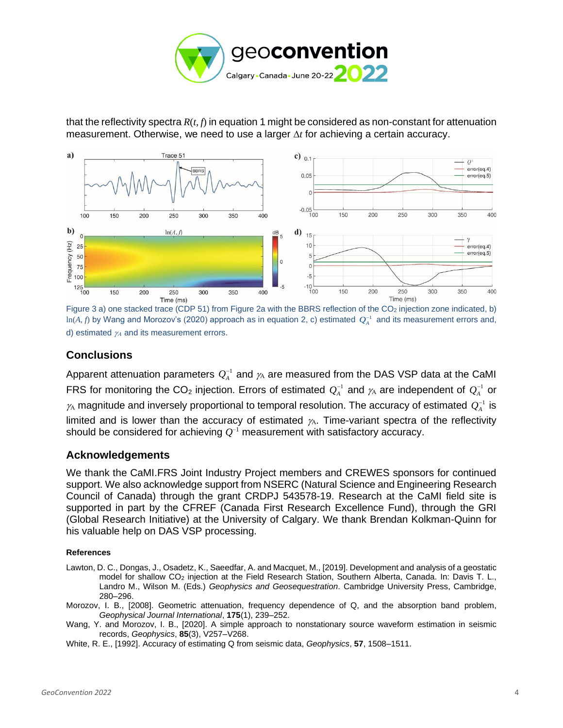that the reflectivity spectra $R(t, f)$ in equation 1 might be considered as non-constant for attenuation measurement. Otherwise, we need to use a larger $\Delta t$ for achieving a certain accuracy.

a) Trace 51
BBRS
100 150 200 250 300 350 400

b) $\ln(A, f)$
Frequency (Hz)
0 25 50 75 100 125
dB 5 0 -5
100 150 200 250 300 350 400
Time (ms)

c)
$Q^{-1}$
error(eq.4)
error(eq.5)
0.1 0.05 0 -0.05
100 150 200 250 300 350 400

d)
$\gamma$
error(eq.4)
error(eq.5)
15 10 5 0 -5 -10
100 150 200 250 300 350 400
Time (ms)

Figure 3 a) one stacked trace (CDP 51) from Figure 2a with the BBRS reflection of the $CO_2$ injection zone indicated, b) $\ln(A, f)$ by Wang and Morozov's (2020) approach as in equation 2, c) estimated $Q_A^{-1}$ and its measurement errors and, d) estimated $\gamma_A$ and its measurement errors.

## Conclusions

Apparent attenuation parameters $Q_A^{-1}$ and $\gamma_A$ are measured from the DAS VSP data at the CaMI FRS for monitoring the $CO_2$ injection. Errors of estimated $Q_A^{-1}$ and $\gamma_A$ are independent of $Q_A^{-1}$ or $\gamma_A$ magnitude and inversely proportional to temporal resolution. The accuracy of estimated $Q_A^{-1}$ is limited and is lower than the accuracy of estimated $\gamma_A$. Time-variant spectra of the reflectivity should be considered for achieving $Q^{-1}$ measurement with satisfactory accuracy.

## Acknowledgements

We thank the CaMI.FRS Joint Industry Project members and CREWES sponsors for continued support. We also acknowledge support from NSERC (Natural Science and Engineering Research Council of Canada) through the grant CRDPJ 543578-19. Research at the CaMI field site is supported in part by the CFREF (Canada First Research Excellence Fund), through the GRI (Global Research Initiative) at the University of Calgary. We thank Brendan Kolkman-Quinn for his valuable help on DAS VSP processing.

### References

Lawton, D. C., Dongas, J., Osadetz, K., Saeedfar, A. and Macquet, M., [2019]. Development and analysis of a geostatic model for shallow $CO_2$ injection at the Field Research Station, Southern Alberta, Canada. In: Davis T. L., Landro M., Wilson M. (Eds.) *Geophysics and Geosequestration*. Cambridge University Press, Cambridge, 280–296.

Morozov, I. B., [2008]. Geometric attenuation, frequency dependence of Q, and the absorption band problem, *Geophysical Journal International*, **175**(1), 239–252.

Wang, Y. and Morozov, I. B., [2020]. A simple approach to nonstationary source waveform estimation in seismic records, *Geophysics*, **85**(3), V257–V268.

White, R. E., [1992]. Accuracy of estimating Q from seismic data, *Geophysics*, **57**, 1508–1511.